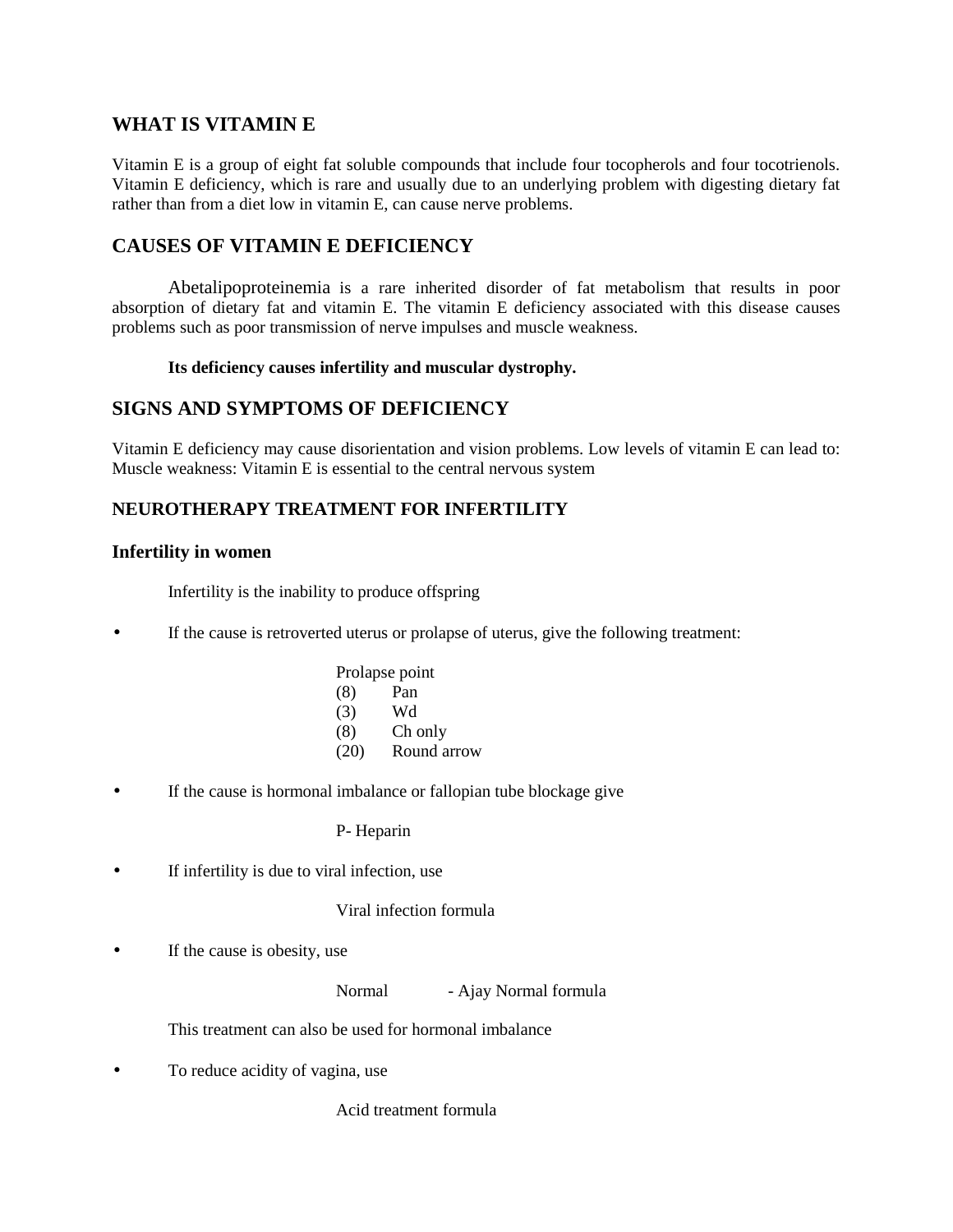## WHAT IS VITAMIN E

Vitamin E is a group of eight fat soluble compounds that include four tocopherols and four tocotrienols. Vitamin E deficiency, which is rare and usually due to an underlying problem with digesting dietary fat rather than from a diet low in vitamin E, can cause nerve problems.

## CAUSES OF VITAMIN E DEFICIENCY

Abetalipoproteinemia is a rare inherited disorder of fat metabolism that results in poor absorption of dietary fat and vitamin E. The vitamin E deficiency associated with this disease causes problems such as poor transmission of nerve impulses and muscle weakness.

**Its deficiency causes infertility and muscular dystrophy.**

## SIGNS AND SYMPTOMS OF DEFICIENCY

Vitamin E deficiency may cause disorientation and vision problems. Low levels of vitamin E can lead to: Muscle weakness: Vitamin E is essential to the central nervous system

### NEUROTHERAPY TREATMENT FOR INFERTILITY

### Infertility in women

Infertility is the inability to produce offspring

- If the cause is retroverted uterus or prolapse of uterus, give the following treatment:

  Prolapse point
  (8) Pan
  (3) Wd
  (8) Ch only
  (20) Round arrow

- If the cause is hormonal imbalance or fallopian tube blockage give

  P- Heparin

- If infertility is due to viral infection, use

  Viral infection formula

- If the cause is obesity, use

  Normal - Ajay Normal formula

  This treatment can also be used for hormonal imbalance

- To reduce acidity of vagina, use

  Acid treatment formula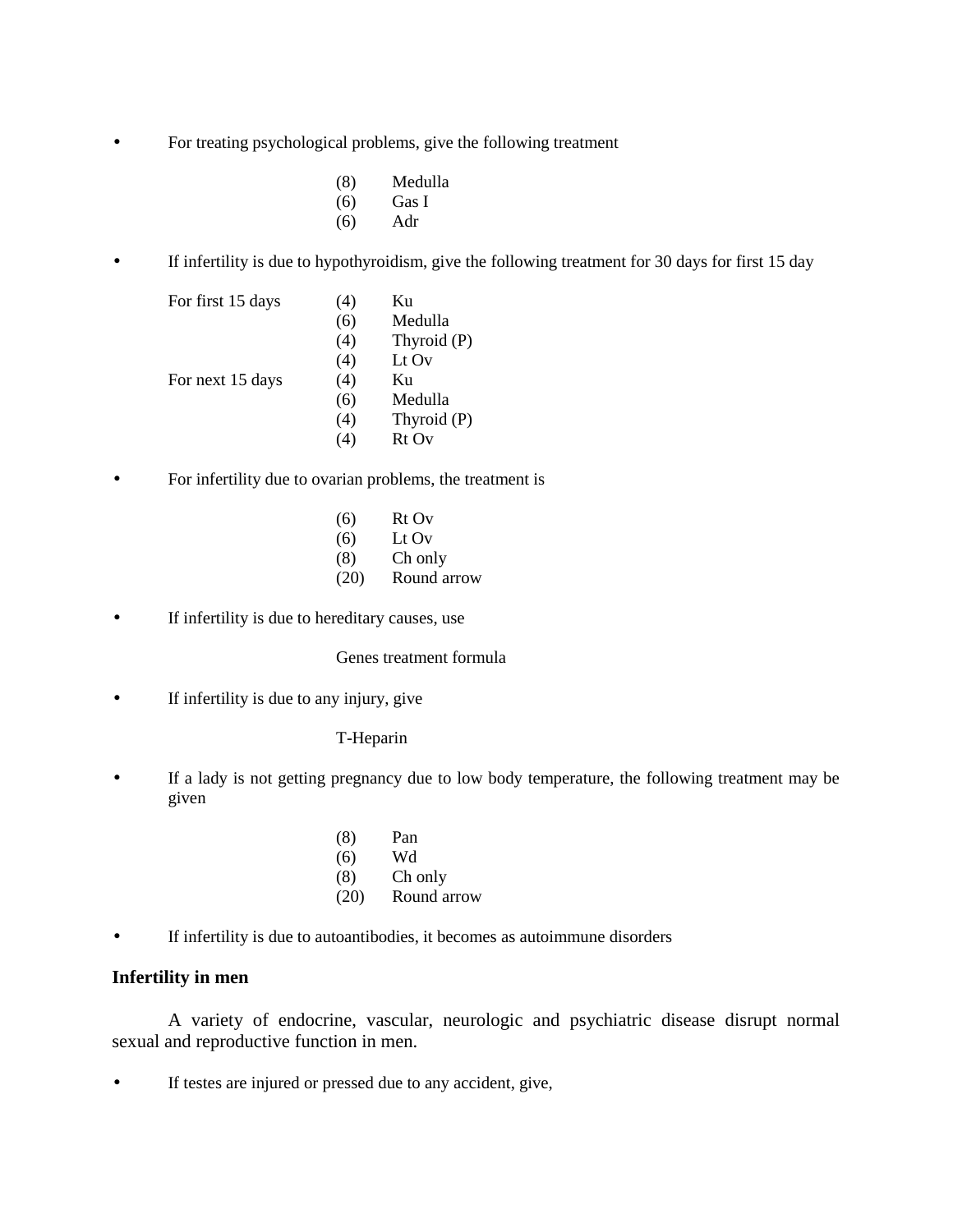- For treating psychological problems, give the following treatment

  (8) Medulla
  (6) Gas I
  (6) Adr

- If infertility is due to hypothyroidism, give the following treatment for 30 days for first 15 day

| | | |
|---|---|---|
| For first 15 days | (4) | Ku |
| | (6) | Medulla |
| | (4) | Thyroid (P) |
| | (4) | Lt Ov |
| For next 15 days | (4) | Ku |
| | (6) | Medulla |
| | (4) | Thyroid (P) |
| | (4) | Rt Ov |

- For infertility due to ovarian problems, the treatment is

  (6) Rt Ov
  (6) Lt Ov
  (8) Ch only
  (20) Round arrow

- If infertility is due to hereditary causes, use

  Genes treatment formula

- If infertility is due to any injury, give

  T-Heparin

- If a lady is not getting pregnancy due to low body temperature, the following treatment may be given

  (8) Pan
  (6) Wd
  (8) Ch only
  (20) Round arrow

- If infertility is due to autoantibodies, it becomes as autoimmune disorders

### Infertility in men

A variety of endocrine, vascular, neurologic and psychiatric disease disrupt normal sexual and reproductive function in men.

- If testes are injured or pressed due to any accident, give,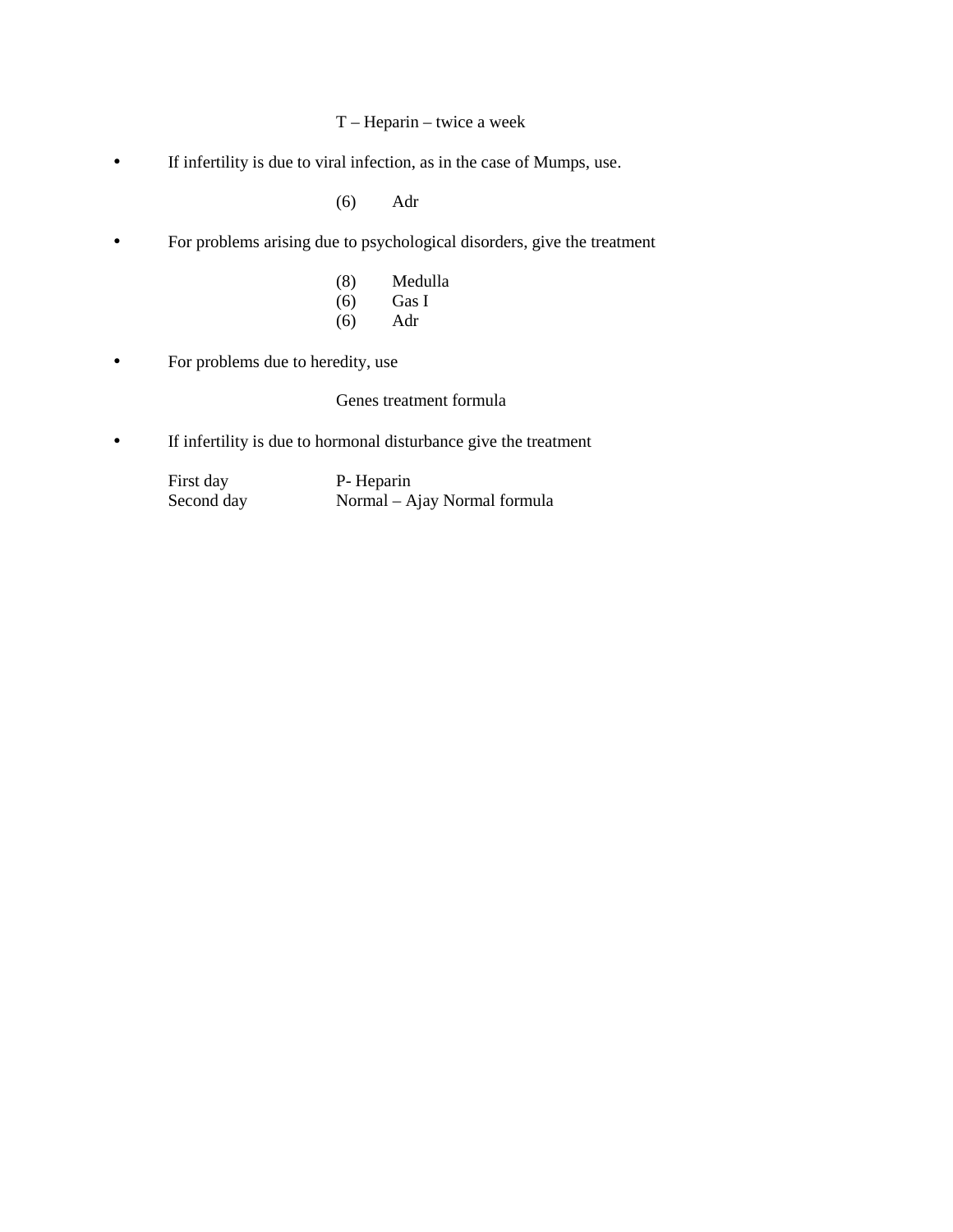T – Heparin – twice a week

- If infertility is due to viral infection, as in the case of Mumps, use.

    (6) Adr

- For problems arising due to psychological disorders, give the treatment

    (8) Medulla
    (6) Gas I
    (6) Adr

- For problems due to heredity, use

    Genes treatment formula

- If infertility is due to hormonal disturbance give the treatment

| | |
|---|---|
| First day | P- Heparin |
| Second day | Normal – Ajay Normal formula |